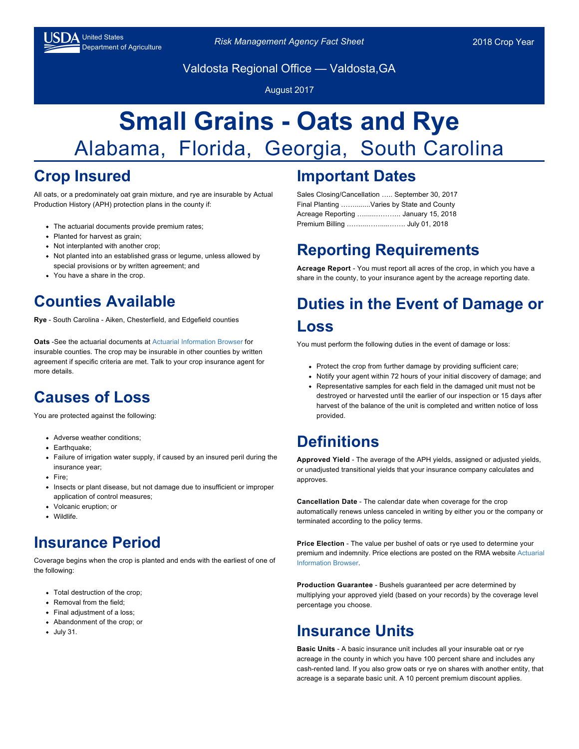USDA United States Department of Agriculture

*Risk Management Agency Fact Sheet*

2018 Crop Year

Valdosta Regional Office — Valdosta,GA

August 2017

# Small Grains - Oats and Rye

## Alabama, Florida, Georgia, South Carolina

## Crop Insured

All oats, or a predominately oat grain mixture, and rye are insurable by Actual Production History (APH) protection plans in the county if:

- The actuarial documents provide premium rates;
- Planted for harvest as grain;
- Not interplanted with another crop;
- Not planted into an established grass or legume, unless allowed by special provisions or by written agreement; and
- You have a share in the crop.

## Counties Available

**Rye** - South Carolina - Aiken, Chesterfield, and Edgefield counties

**Oats** -See the actuarial documents at Actuarial Information Browser for insurable counties. The crop may be insurable in other counties by written agreement if specific criteria are met. Talk to your crop insurance agent for more details.

## Causes of Loss

You are protected against the following:

- Adverse weather conditions;
- Earthquake;
- Failure of irrigation water supply, if caused by an insured peril during the insurance year;
- Fire;
- Insects or plant disease, but not damage due to insufficient or improper application of control measures;
- Volcanic eruption; or
- Wildlife.

## Insurance Period

Coverage begins when the crop is planted and ends with the earliest of one of the following:

- Total destruction of the crop;
- Removal from the field;
- Final adjustment of a loss;
- Abandonment of the crop; or
- July 31.

## Important Dates

Sales Closing/Cancellation ….. September 30, 2017
Final Planting …….........Varies by State and County
Acreage Reporting …....……….. January 15, 2018
Premium Billing ……...…...…..…… July 01, 2018

## Reporting Requirements

**Acreage Report** - You must report all acres of the crop, in which you have a share in the county, to your insurance agent by the acreage reporting date.

## Duties in the Event of Damage or Loss

You must perform the following duties in the event of damage or loss:

- Protect the crop from further damage by providing sufficient care;
- Notify your agent within 72 hours of your initial discovery of damage; and
- Representative samples for each field in the damaged unit must not be destroyed or harvested until the earlier of our inspection or 15 days after harvest of the balance of the unit is completed and written notice of loss provided.

## Definitions

**Approved Yield** - The average of the APH yields, assigned or adjusted yields, or unadjusted transitional yields that your insurance company calculates and approves.

**Cancellation Date** - The calendar date when coverage for the crop automatically renews unless canceled in writing by either you or the company or terminated according to the policy terms.

**Price Election** - The value per bushel of oats or rye used to determine your premium and indemnity. Price elections are posted on the RMA website Actuarial Information Browser.

**Production Guarantee** - Bushels guaranteed per acre determined by multiplying your approved yield (based on your records) by the coverage level percentage you choose.

## Insurance Units

**Basic Units** - A basic insurance unit includes all your insurable oat or rye acreage in the county in which you have 100 percent share and includes any cash-rented land. If you also grow oats or rye on shares with another entity, that acreage is a separate basic unit. A 10 percent premium discount applies.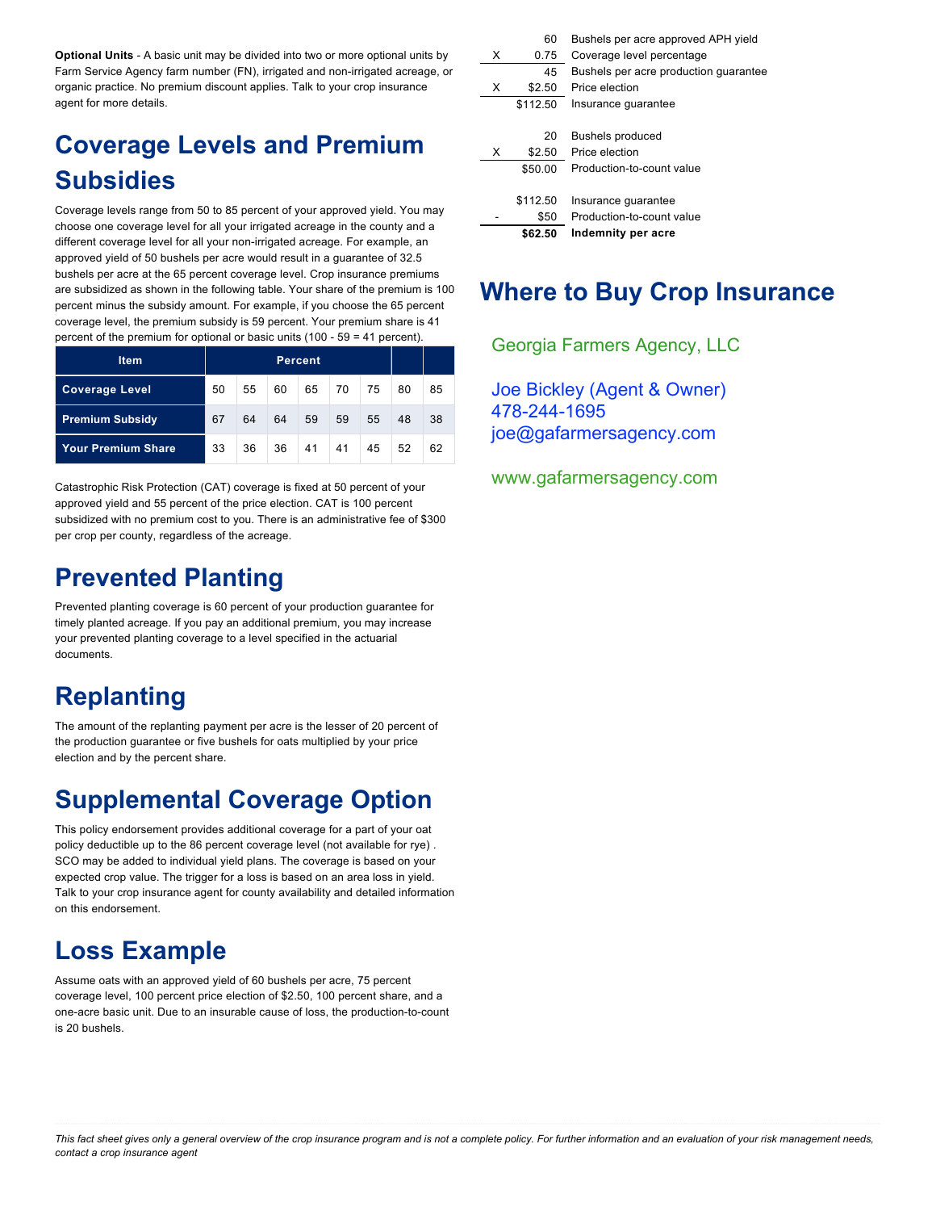**Optional Units** - A basic unit may be divided into two or more optional units by Farm Service Agency farm number (FN), irrigated and non-irrigated acreage, or organic practice. No premium discount applies. Talk to your crop insurance agent for more details.

## Coverage Levels and Premium Subsidies

Coverage levels range from 50 to 85 percent of your approved yield. You may choose one coverage level for all your irrigated acreage in the county and a different coverage level for all your non-irrigated acreage. For example, an approved yield of 50 bushels per acre would result in a guarantee of 32.5 bushels per acre at the 65 percent coverage level. Crop insurance premiums are subsidized as shown in the following table. Your share of the premium is 100 percent minus the subsidy amount. For example, if you choose the 65 percent coverage level, the premium subsidy is 59 percent. Your premium share is 41 percent of the premium for optional or basic units (100 - 59 = 41 percent).

| Item | Percent | | | | | | | |
|---|---|---|---|---|---|---|---|---|
| **Coverage Level** | 50 | 55 | 60 | 65 | 70 | 75 | 80 | 85 |
| **Premium Subsidy** | 67 | 64 | 64 | 59 | 59 | 55 | 48 | 38 |
| **Your Premium Share** | 33 | 36 | 36 | 41 | 41 | 45 | 52 | 62 |

Catastrophic Risk Protection (CAT) coverage is fixed at 50 percent of your approved yield and 55 percent of the price election. CAT is 100 percent subsidized with no premium cost to you. There is an administrative fee of $300 per crop per county, regardless of the acreage.

## Prevented Planting

Prevented planting coverage is 60 percent of your production guarantee for timely planted acreage. If you pay an additional premium, you may increase your prevented planting coverage to a level specified in the actuarial documents.

## Replanting

The amount of the replanting payment per acre is the lesser of 20 percent of the production guarantee or five bushels for oats multiplied by your price election and by the percent share.

## Supplemental Coverage Option

This policy endorsement provides additional coverage for a part of your oat policy deductible up to the 86 percent coverage level (not available for rye) . SCO may be added to individual yield plans. The coverage is based on your expected crop value. The trigger for a loss is based on an area loss in yield. Talk to your crop insurance agent for county availability and detailed information on this endorsement.

## Loss Example

Assume oats with an approved yield of 60 bushels per acre, 75 percent coverage level, 100 percent price election of $2.50, 100 percent share, and a one-acre basic unit. Due to an insurable cause of loss, the production-to-count is 20 bushels.

| | | |
|---|---|---|
| | 60 | Bushels per acre approved APH yield |
| X | 0.75 | Coverage level percentage |
| | 45 | Bushels per acre production guarantee |
| X | $2.50 | Price election |
| | $112.50 | Insurance guarantee |
| | | |
| | 20 | Bushels produced |
| X | $2.50 | Price election |
| | $50.00 | Production-to-count value |
| | | |
| | $112.50 | Insurance guarantee |
| - | $50 | Production-to-count value |
| | **$62.50** | **Indemnity per acre** |

## Where to Buy Crop Insurance

Georgia Farmers Agency, LLC

Joe Bickley (Agent & Owner)
478-244-1695
joe@gafarmersagency.com

www.gafarmersagency.com

*This fact sheet gives only a general overview of the crop insurance program and is not a complete policy. For further information and an evaluation of your risk management needs, contact a crop insurance agent*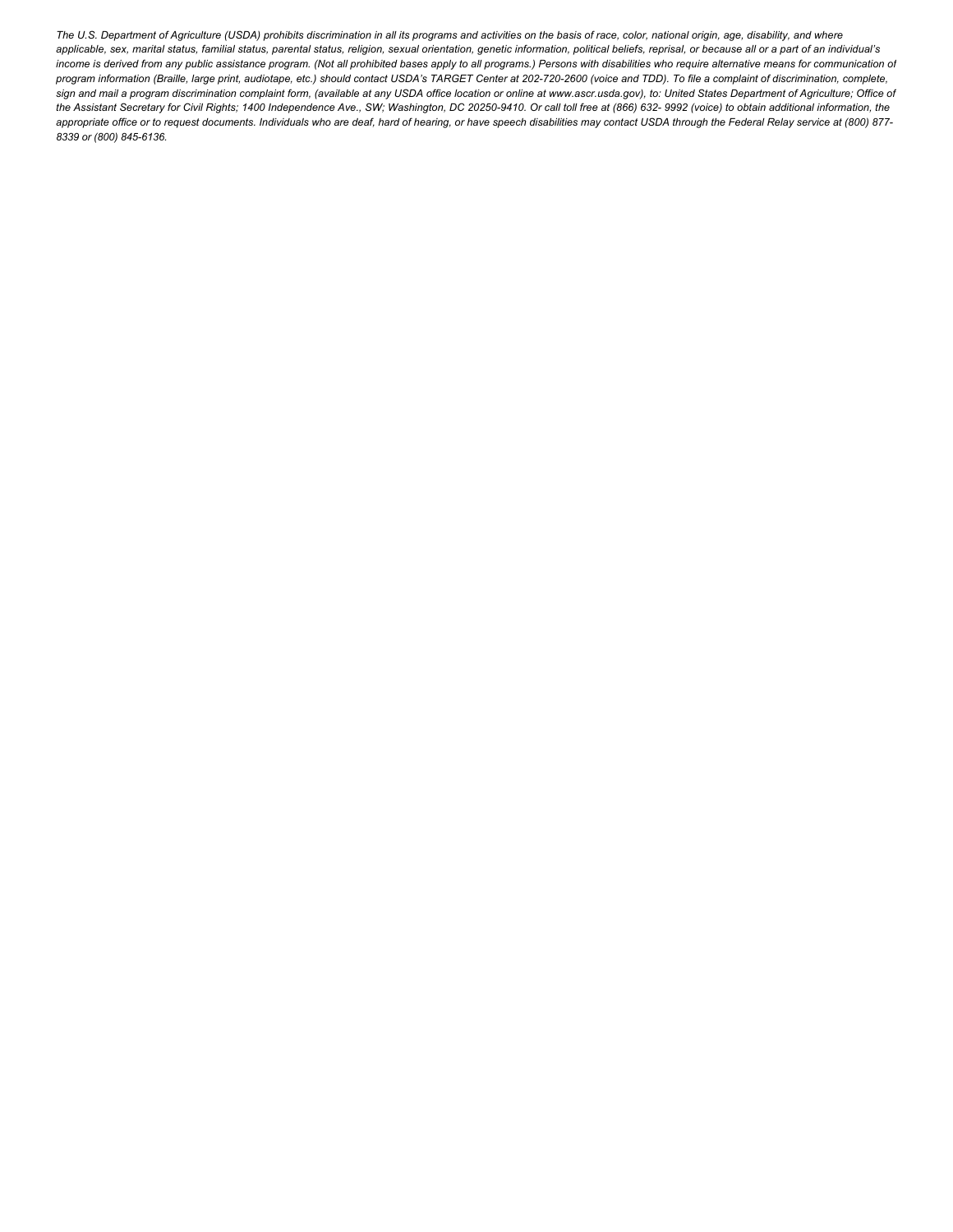*The U.S. Department of Agriculture (USDA) prohibits discrimination in all its programs and activities on the basis of race, color, national origin, age, disability, and where applicable, sex, marital status, familial status, parental status, religion, sexual orientation, genetic information, political beliefs, reprisal, or because all or a part of an individual's income is derived from any public assistance program. (Not all prohibited bases apply to all programs.) Persons with disabilities who require alternative means for communication of program information (Braille, large print, audiotape, etc.) should contact USDA's TARGET Center at 202-720-2600 (voice and TDD). To file a complaint of discrimination, complete, sign and mail a program discrimination complaint form, (available at any USDA office location or online at www.ascr.usda.gov), to: United States Department of Agriculture; Office of the Assistant Secretary for Civil Rights; 1400 Independence Ave., SW; Washington, DC 20250-9410. Or call toll free at (866) 632- 9992 (voice) to obtain additional information, the appropriate office or to request documents. Individuals who are deaf, hard of hearing, or have speech disabilities may contact USDA through the Federal Relay service at (800) 877-8339 or (800) 845-6136.*